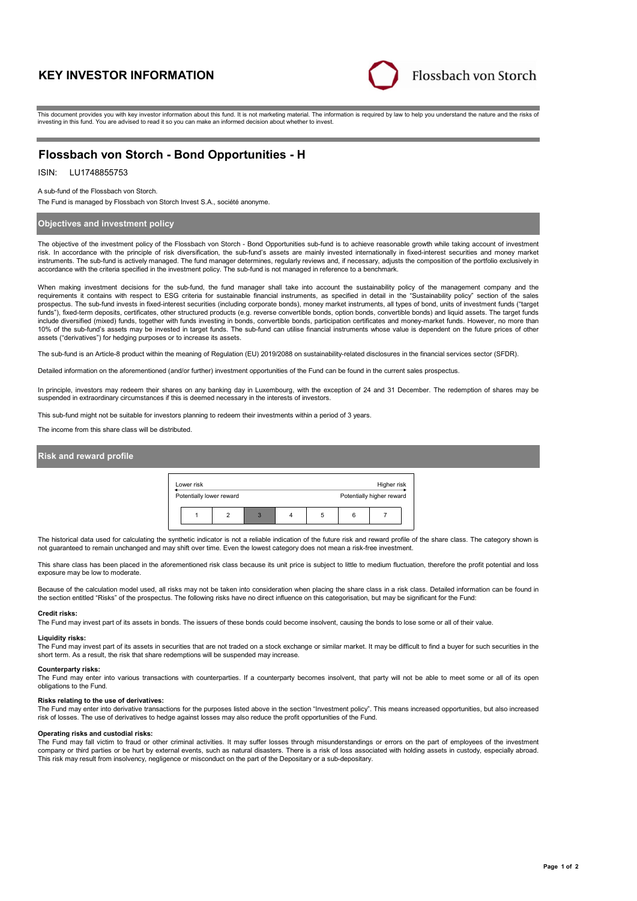# KEY INVESTOR INFORMATION

Flossbach von Storch

This document provides you with key investor information about this fund. It is not marketing material. The information is required by law to help you understand the nature and the risks of investing in this fund. You are advised to read it so you can make an informed decision about whether to invest.

## Flossbach von Storch - Bond Opportunities - H

ISIN: LU1748855753

A sub-fund of the Flossbach von Storch.

The Fund is managed by Flossbach von Storch Invest S.A., société anonyme.

### Objectives and investment policy

The objective of the investment policy of the Flossbach von Storch - Bond Opportunities sub-fund is to achieve reasonable growth while taking account of investment risk. In accordance with the principle of risk diversification, the sub-fund's assets are mainly invested internationally in fixed-interest securities and money market instruments. The sub-fund is actively managed. The fund manager determines, regularly reviews and, if necessary, adjusts the composition of the portfolio exclusively in accordance with the criteria specified in the investment policy. The sub-fund is not managed in reference to a benchmark.

When making investment decisions for the sub-fund, the fund manager shall take into account the sustainability policy of the management company and the requirements it contains with respect to ESG criteria for sustainable financial instruments, as specified in detail in the "Sustainability policy" section of the sales prospectus. The sub-fund invests in fixed-interest securities (including corporate bonds), money market instruments, all types of bond, units of investment funds ("target funds"), fixed-term deposits, certificates, other structured products (e.g. reverse convertible bonds, option bonds, convertible bonds) and liquid assets. The target funds include diversified (mixed) funds, together with funds investing in bonds, convertible bonds, participation certificates and money-market funds. However, no more than 10% of the sub-fund's assets may be invested in target funds. The sub-fund can utilise financial instruments whose value is dependent on the future prices of other assets ("derivatives") for hedging purposes or to increase its assets.

The sub-fund is an Article-8 product within the meaning of Regulation (EU) 2019/2088 on sustainability-related disclosures in the financial services sector (SFDR).

Detailed information on the aforementioned (and/or further) investment opportunities of the Fund can be found in the current sales prospectus.

In principle, investors may redeem their shares on any banking day in Luxembourg, with the exception of 24 and 31 December. The redemption of shares may be suspended in extraordinary circumstances if this is deemed necessary in the interests of investors.

This sub-fund might not be suitable for investors planning to redeem their investments within a period of 3 years.

The income from this share class will be distributed.

### Risk and reward profile

| Lower risk | | | | | | Higher risk |
|---|---|---|---|---|---|---|
| Potentially lower reward | | | | | | Potentially higher reward |
| 1 | 2 | **3** | 4 | 5 | 6 | 7 |

The historical data used for calculating the synthetic indicator is not a reliable indication of the future risk and reward profile of the share class. The category shown is not guaranteed to remain unchanged and may shift over time. Even the lowest category does not mean a risk-free investment.

This share class has been placed in the aforementioned risk class because its unit price is subject to little to medium fluctuation, therefore the profit potential and loss exposure may be low to moderate.

Because of the calculation model used, all risks may not be taken into consideration when placing the share class in a risk class. Detailed information can be found in the section entitled "Risks" of the prospectus. The following risks have no direct influence on this categorisation, but may be significant for the Fund:

**Credit risks:**
The Fund may invest part of its assets in bonds. The issuers of these bonds could become insolvent, causing the bonds to lose some or all of their value.

**Liquidity risks:**
The Fund may invest part of its assets in securities that are not traded on a stock exchange or similar market. It may be difficult to find a buyer for such securities in the short term. As a result, the risk that share redemptions will be suspended may increase.

**Counterparty risks:**
The Fund may enter into various transactions with counterparties. If a counterparty becomes insolvent, that party will not be able to meet some or all of its open obligations to the Fund.

**Risks relating to the use of derivatives:**
The Fund may enter into derivative transactions for the purposes listed above in the section "Investment policy". This means increased opportunities, but also increased risk of losses. The use of derivatives to hedge against losses may also reduce the profit opportunities of the Fund.

**Operating risks and custodial risks:**
The Fund may fall victim to fraud or other criminal activities. It may suffer losses through misunderstandings or errors on the part of employees of the investment company or third parties or be hurt by external events, such as natural disasters. There is a risk of loss associated with holding assets in custody, especially abroad. This risk may result from insolvency, negligence or misconduct on the part of the Depositary or a sub-depositary.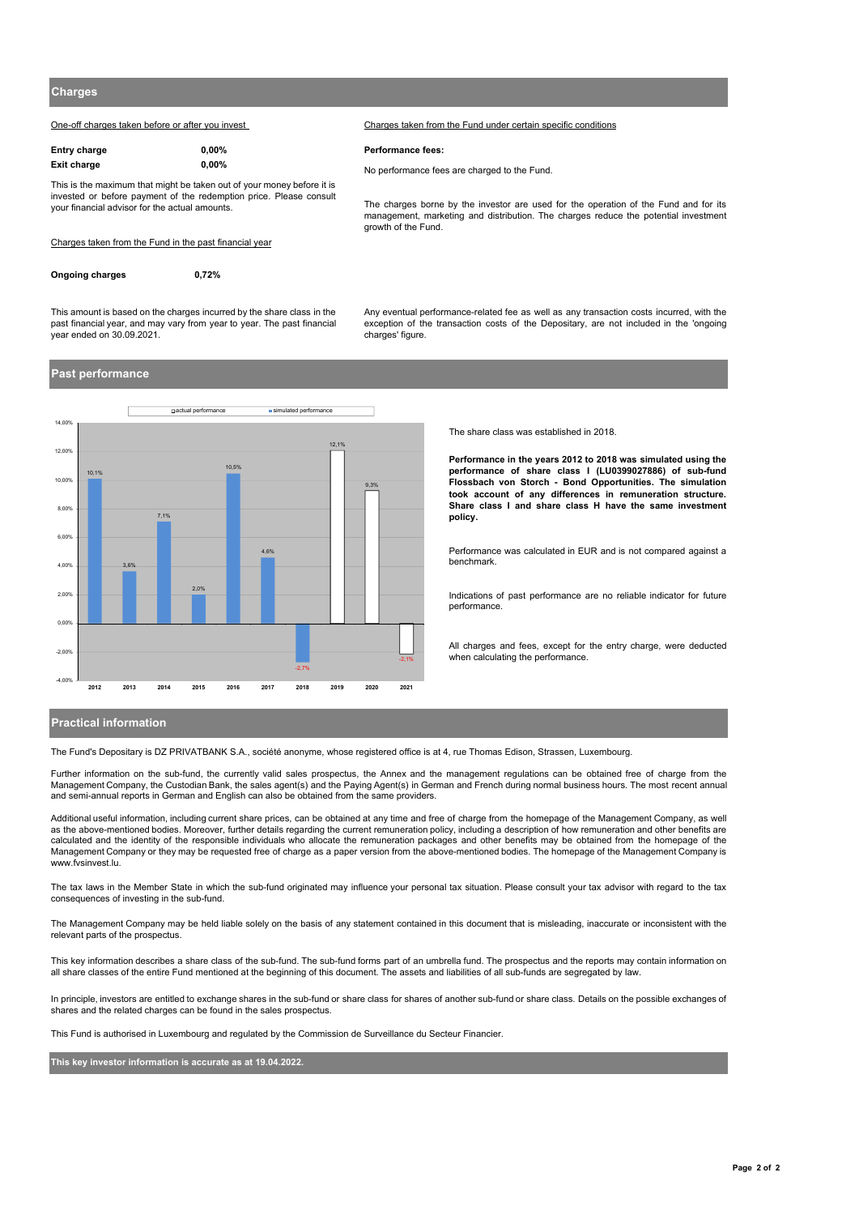## Charges

One-off charges taken before or after you invest

| | |
|---|---|
| **Entry charge** | **0,00%** |
| **Exit charge** | **0,00%** |

This is the maximum that might be taken out of your money before it is invested or before payment of the redemption price. Please consult your financial advisor for the actual amounts.

Charges taken from the Fund in the past financial year

| | |
|---|---|
| **Ongoing charges** | **0,72%** |

This amount is based on the charges incurred by the share class in the past financial year, and may vary from year to year. The past financial year ended on 30.09.2021.

Charges taken from the Fund under certain specific conditions

**Performance fees:**

No performance fees are charged to the Fund.

The charges borne by the investor are used for the operation of the Fund and for its management, marketing and distribution. The charges reduce the potential investment growth of the Fund.

Any eventual performance-related fee as well as any transaction costs incurred, with the exception of the transaction costs of the Depositary, are not included in the 'ongoing charges' figure.

## Past performance

actual performance
simulated performance

14,00%
12,00%
10,00%
8,00%
6,00%
4,00%
2,00%
0,00%
-2,00%
-4,00%

10,1%
3,6%
7,1%
2,0%
10,5%
4,6%
-2,7%
12,1%
9,3%
-2,1%

2012
2013
2014
2015
2016
2017
2018
2019
2020
2021

The share class was established in 2018.

**Performance in the years 2012 to 2018 was simulated using the performance of share class I (LU0399027886) of sub-fund Flossbach von Storch - Bond Opportunities. The simulation took account of any differences in remuneration structure. Share class I and share class H have the same investment policy.**

Performance was calculated in EUR and is not compared against a benchmark.

Indications of past performance are no reliable indicator for future performance.

All charges and fees, except for the entry charge, were deducted when calculating the performance.

## Practical information

The Fund's Depositary is DZ PRIVATBANK S.A., société anonyme, whose registered office is at 4, rue Thomas Edison, Strassen, Luxembourg.

Further information on the sub-fund, the currently valid sales prospectus, the Annex and the management regulations can be obtained free of charge from the Management Company, the Custodian Bank, the sales agent(s) and the Paying Agent(s) in German and French during normal business hours. The most recent annual and semi-annual reports in German and English can also be obtained from the same providers.

Additional useful information, including current share prices, can be obtained at any time and free of charge from the homepage of the Management Company, as well as the above-mentioned bodies. Moreover, further details regarding the current remuneration policy, including a description of how remuneration and other benefits are calculated and the identity of the responsible individuals who allocate the remuneration packages and other benefits may be obtained from the homepage of the Management Company or they may be requested free of charge as a paper version from the above-mentioned bodies. The homepage of the Management Company is www.fvsinvest.lu.

The tax laws in the Member State in which the sub-fund originated may influence your personal tax situation. Please consult your tax advisor with regard to the tax consequences of investing in the sub-fund.

The Management Company may be held liable solely on the basis of any statement contained in this document that is misleading, inaccurate or inconsistent with the relevant parts of the prospectus.

This key information describes a share class of the sub-fund. The sub-fund forms part of an umbrella fund. The prospectus and the reports may contain information on all share classes of the entire Fund mentioned at the beginning of this document. The assets and liabilities of all sub-funds are segregated by law.

In principle, investors are entitled to exchange shares in the sub-fund or share class for shares of another sub-fund or share class. Details on the possible exchanges of shares and the related charges can be found in the sales prospectus.

This Fund is authorised in Luxembourg and regulated by the Commission de Surveillance du Secteur Financier.

**This key investor information is accurate as at 19.04.2022.**